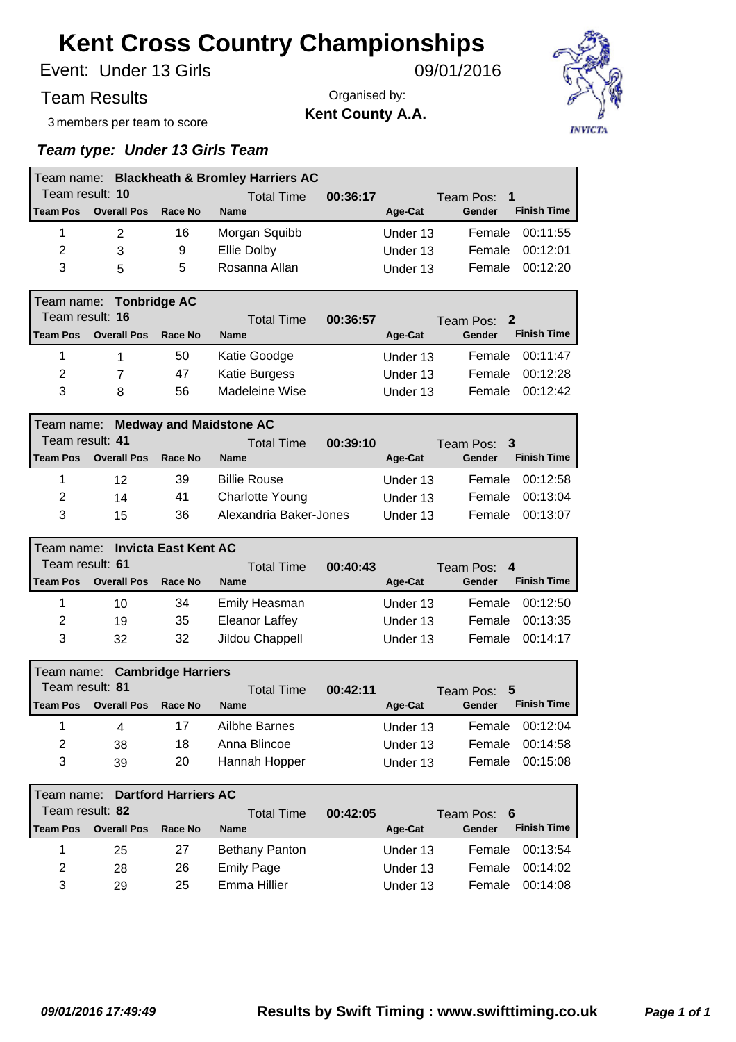# Kent Cross Country Championships

Event: Under 13 Girls

09/01/2016

Team Results

Organised by:

**Kent County A.A.**

3 members per team to score

***Team type: Under 13 Girls Team***

**Team name: Blackheath & Bromley Harriers AC**

Team result: **10** | Total Time **00:36:17** | Team Pos: **1**

| Team Pos | Overall Pos | Race No | Name | Age-Cat | Gender | Finish Time |
|---|---|---|---|---|---|---|
| 1 | 2 | 16 | Morgan Squibb | Under 13 | Female | 00:11:55 |
| 2 | 3 | 9 | Ellie Dolby | Under 13 | Female | 00:12:01 |
| 3 | 5 | 5 | Rosanna Allan | Under 13 | Female | 00:12:20 |

**Team name: Tonbridge AC**

Team result: **16** | Total Time **00:36:57** | Team Pos: **2**

| Team Pos | Overall Pos | Race No | Name | Age-Cat | Gender | Finish Time |
|---|---|---|---|---|---|---|
| 1 | 1 | 50 | Katie Goodge | Under 13 | Female | 00:11:47 |
| 2 | 7 | 47 | Katie Burgess | Under 13 | Female | 00:12:28 |
| 3 | 8 | 56 | Madeleine Wise | Under 13 | Female | 00:12:42 |

**Team name: Medway and Maidstone AC**

Team result: **41** | Total Time **00:39:10** | Team Pos: **3**

| Team Pos | Overall Pos | Race No | Name | Age-Cat | Gender | Finish Time |
|---|---|---|---|---|---|---|
| 1 | 12 | 39 | Billie Rouse | Under 13 | Female | 00:12:58 |
| 2 | 14 | 41 | Charlotte Young | Under 13 | Female | 00:13:04 |
| 3 | 15 | 36 | Alexandria Baker-Jones | Under 13 | Female | 00:13:07 |

**Team name: Invicta East Kent AC**

Team result: **61** | Total Time **00:40:43** | Team Pos: **4**

| Team Pos | Overall Pos | Race No | Name | Age-Cat | Gender | Finish Time |
|---|---|---|---|---|---|---|
| 1 | 10 | 34 | Emily Heasman | Under 13 | Female | 00:12:50 |
| 2 | 19 | 35 | Eleanor Laffey | Under 13 | Female | 00:13:35 |
| 3 | 32 | 32 | Jildou Chappell | Under 13 | Female | 00:14:17 |

**Team name: Cambridge Harriers**

Team result: **81** | Total Time **00:42:11** | Team Pos: **5**

| Team Pos | Overall Pos | Race No | Name | Age-Cat | Gender | Finish Time |
|---|---|---|---|---|---|---|
| 1 | 4 | 17 | Ailbhe Barnes | Under 13 | Female | 00:12:04 |
| 2 | 38 | 18 | Anna Blincoe | Under 13 | Female | 00:14:58 |
| 3 | 39 | 20 | Hannah Hopper | Under 13 | Female | 00:15:08 |

**Team name: Dartford Harriers AC**

Team result: **82** | Total Time **00:42:05** | Team Pos: **6**

| Team Pos | Overall Pos | Race No | Name | Age-Cat | Gender | Finish Time |
|---|---|---|---|---|---|---|
| 1 | 25 | 27 | Bethany Panton | Under 13 | Female | 00:13:54 |
| 2 | 28 | 26 | Emily Page | Under 13 | Female | 00:14:02 |
| 3 | 29 | 25 | Emma Hillier | Under 13 | Female | 00:14:08 |

*09/01/2016 17:49:49* **Results by Swift Timing : www.swifttiming.co.uk**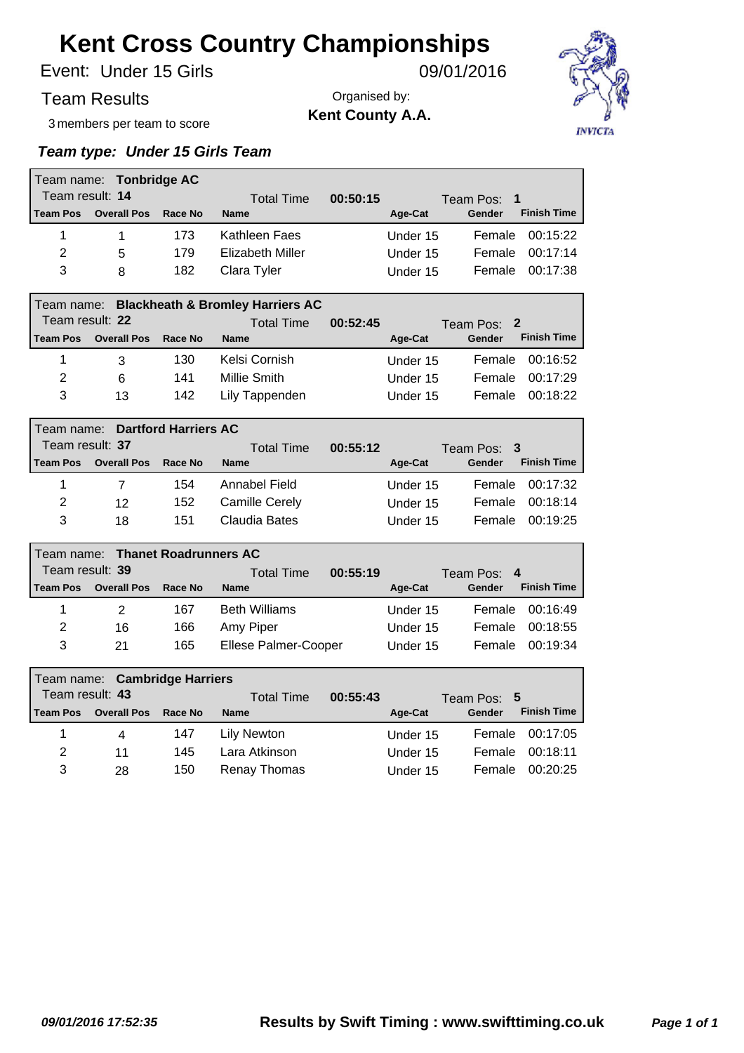# Kent Cross Country Championships

Event: Under 15 Girls 09/01/2016

Team Results

Organised by:
**Kent County A.A.**

3 members per team to score

***Team type: Under 15 Girls Team***

Team name: **Tonbridge AC**
Team result: **14** Total Time **00:50:15** Team Pos: **1**

| Team Pos | Overall Pos | Race No | Name | Age-Cat | Gender | Finish Time |
|---|---|---|---|---|---|---|
| 1 | 1 | 173 | Kathleen Faes | Under 15 | Female | 00:15:22 |
| 2 | 5 | 179 | Elizabeth Miller | Under 15 | Female | 00:17:14 |
| 3 | 8 | 182 | Clara Tyler | Under 15 | Female | 00:17:38 |

Team name: **Blackheath & Bromley Harriers AC**
Team result: **22** Total Time **00:52:45** Team Pos: **2**

| Team Pos | Overall Pos | Race No | Name | Age-Cat | Gender | Finish Time |
|---|---|---|---|---|---|---|
| 1 | 3 | 130 | Kelsi Cornish | Under 15 | Female | 00:16:52 |
| 2 | 6 | 141 | Millie Smith | Under 15 | Female | 00:17:29 |
| 3 | 13 | 142 | Lily Tappenden | Under 15 | Female | 00:18:22 |

Team name: **Dartford Harriers AC**
Team result: **37** Total Time **00:55:12** Team Pos: **3**

| Team Pos | Overall Pos | Race No | Name | Age-Cat | Gender | Finish Time |
|---|---|---|---|---|---|---|
| 1 | 7 | 154 | Annabel Field | Under 15 | Female | 00:17:32 |
| 2 | 12 | 152 | Camille Cerely | Under 15 | Female | 00:18:14 |
| 3 | 18 | 151 | Claudia Bates | Under 15 | Female | 00:19:25 |

Team name: **Thanet Roadrunners AC**
Team result: **39** Total Time **00:55:19** Team Pos: **4**

| Team Pos | Overall Pos | Race No | Name | Age-Cat | Gender | Finish Time |
|---|---|---|---|---|---|---|
| 1 | 2 | 167 | Beth Williams | Under 15 | Female | 00:16:49 |
| 2 | 16 | 166 | Amy Piper | Under 15 | Female | 00:18:55 |
| 3 | 21 | 165 | Ellese Palmer-Cooper | Under 15 | Female | 00:19:34 |

Team name: **Cambridge Harriers**
Team result: **43** Total Time **00:55:43** Team Pos: **5**

| Team Pos | Overall Pos | Race No | Name | Age-Cat | Gender | Finish Time |
|---|---|---|---|---|---|---|
| 1 | 4 | 147 | Lily Newton | Under 15 | Female | 00:17:05 |
| 2 | 11 | 145 | Lara Atkinson | Under 15 | Female | 00:18:11 |
| 3 | 28 | 150 | Renay Thomas | Under 15 | Female | 00:20:25 |

***09/01/2016 17:52:35*** **Results by Swift Timing : www.swifttiming.co.uk**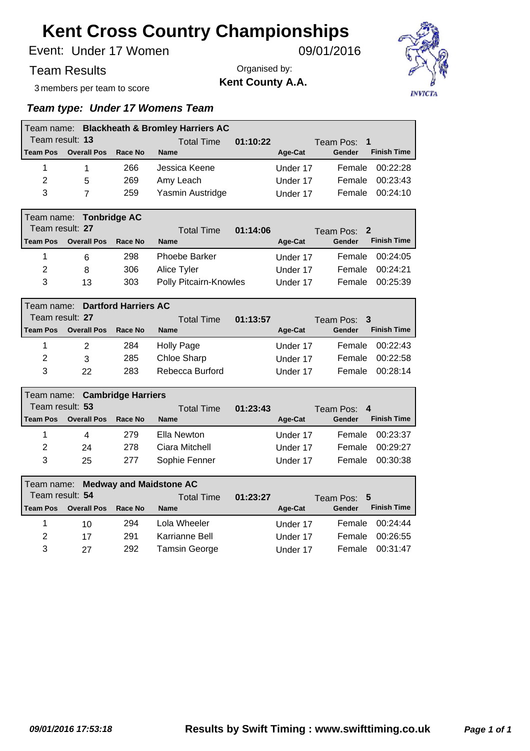# Kent Cross Country Championships

Event: Under 17 Women — 09/01/2016

Team Results

Organised by: **Kent County A.A.**

3 members per team to score

INVICTA

***Team type: Under 17 Womens Team***

**Team name: Blackheath & Bromley Harriers AC**
Team result: **13** — Total Time **01:10:22** — Team Pos: **1**

| Team Pos | Overall Pos | Race No | Name | Age-Cat | Gender | Finish Time |
|---|---|---|---|---|---|---|
| 1 | 1 | 266 | Jessica Keene | Under 17 | Female | 00:22:28 |
| 2 | 5 | 269 | Amy Leach | Under 17 | Female | 00:23:43 |
| 3 | 7 | 259 | Yasmin Austridge | Under 17 | Female | 00:24:10 |

**Team name: Tonbridge AC**
Team result: **27** — Total Time **01:14:06** — Team Pos: **2**

| Team Pos | Overall Pos | Race No | Name | Age-Cat | Gender | Finish Time |
|---|---|---|---|---|---|---|
| 1 | 6 | 298 | Phoebe Barker | Under 17 | Female | 00:24:05 |
| 2 | 8 | 306 | Alice Tyler | Under 17 | Female | 00:24:21 |
| 3 | 13 | 303 | Polly Pitcairn-Knowles | Under 17 | Female | 00:25:39 |

**Team name: Dartford Harriers AC**
Team result: **27** — Total Time **01:13:57** — Team Pos: **3**

| Team Pos | Overall Pos | Race No | Name | Age-Cat | Gender | Finish Time |
|---|---|---|---|---|---|---|
| 1 | 2 | 284 | Holly Page | Under 17 | Female | 00:22:43 |
| 2 | 3 | 285 | Chloe Sharp | Under 17 | Female | 00:22:58 |
| 3 | 22 | 283 | Rebecca Burford | Under 17 | Female | 00:28:14 |

**Team name: Cambridge Harriers**
Team result: **53** — Total Time **01:23:43** — Team Pos: **4**

| Team Pos | Overall Pos | Race No | Name | Age-Cat | Gender | Finish Time |
|---|---|---|---|---|---|---|
| 1 | 4 | 279 | Ella Newton | Under 17 | Female | 00:23:37 |
| 2 | 24 | 278 | Ciara Mitchell | Under 17 | Female | 00:29:27 |
| 3 | 25 | 277 | Sophie Fenner | Under 17 | Female | 00:30:38 |

**Team name: Medway and Maidstone AC**
Team result: **54** — Total Time **01:23:27** — Team Pos: **5**

| Team Pos | Overall Pos | Race No | Name | Age-Cat | Gender | Finish Time |
|---|---|---|---|---|---|---|
| 1 | 10 | 294 | Lola Wheeler | Under 17 | Female | 00:24:44 |
| 2 | 17 | 291 | Karrianne Bell | Under 17 | Female | 00:26:55 |
| 3 | 27 | 292 | Tamsin George | Under 17 | Female | 00:31:47 |

*09/01/2016 17:53:18* — **Results by Swift Timing : www.swifttiming.co.uk**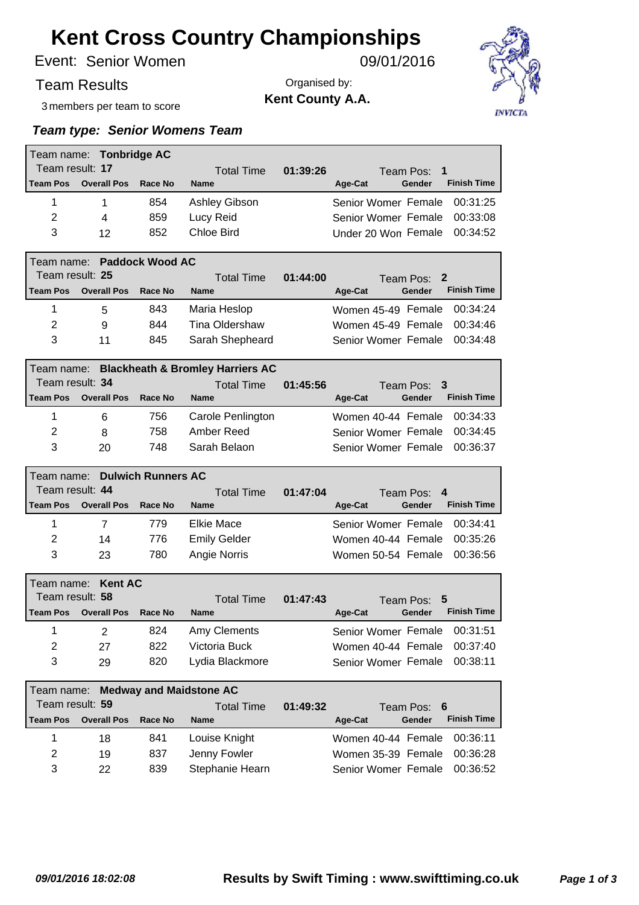# Kent Cross Country Championships

Event: Senior Women — 09/01/2016

Team Results

Organised by: **Kent County A.A.**

3 members per team to score

### *Team type: Senior Womens Team*

**Team name: Tonbridge AC** — Team result: **17** — Total Time **01:39:26** — Team Pos: **1**

| Team Pos | Overall Pos | Race No | Name | Age-Cat | Gender | Finish Time |
|---|---|---|---|---|---|---|
| 1 | 1 | 854 | Ashley Gibson | Senior Womer | Female | 00:31:25 |
| 2 | 4 | 859 | Lucy Reid | Senior Womer | Female | 00:33:08 |
| 3 | 12 | 852 | Chloe Bird | Under 20 Won | Female | 00:34:52 |

**Team name: Paddock Wood AC** — Team result: **25** — Total Time **01:44:00** — Team Pos: **2**

| Team Pos | Overall Pos | Race No | Name | Age-Cat | Gender | Finish Time |
|---|---|---|---|---|---|---|
| 1 | 5 | 843 | Maria Heslop | Women 45-49 | Female | 00:34:24 |
| 2 | 9 | 844 | Tina Oldershaw | Women 45-49 | Female | 00:34:46 |
| 3 | 11 | 845 | Sarah Shepheard | Senior Womer | Female | 00:34:48 |

**Team name: Blackheath & Bromley Harriers AC** — Team result: **34** — Total Time **01:45:56** — Team Pos: **3**

| Team Pos | Overall Pos | Race No | Name | Age-Cat | Gender | Finish Time |
|---|---|---|---|---|---|---|
| 1 | 6 | 756 | Carole Penlington | Women 40-44 | Female | 00:34:33 |
| 2 | 8 | 758 | Amber Reed | Senior Womer | Female | 00:34:45 |
| 3 | 20 | 748 | Sarah Belaon | Senior Womer | Female | 00:36:37 |

**Team name: Dulwich Runners AC** — Team result: **44** — Total Time **01:47:04** — Team Pos: **4**

| Team Pos | Overall Pos | Race No | Name | Age-Cat | Gender | Finish Time |
|---|---|---|---|---|---|---|
| 1 | 7 | 779 | Elkie Mace | Senior Womer | Female | 00:34:41 |
| 2 | 14 | 776 | Emily Gelder | Women 40-44 | Female | 00:35:26 |
| 3 | 23 | 780 | Angie Norris | Women 50-54 | Female | 00:36:56 |

**Team name: Kent AC** — Team result: **58** — Total Time **01:47:43** — Team Pos: **5**

| Team Pos | Overall Pos | Race No | Name | Age-Cat | Gender | Finish Time |
|---|---|---|---|---|---|---|
| 1 | 2 | 824 | Amy Clements | Senior Womer | Female | 00:31:51 |
| 2 | 27 | 822 | Victoria Buck | Women 40-44 | Female | 00:37:40 |
| 3 | 29 | 820 | Lydia Blackmore | Senior Womer | Female | 00:38:11 |

**Team name: Medway and Maidstone AC** — Team result: **59** — Total Time **01:49:32** — Team Pos: **6**

| Team Pos | Overall Pos | Race No | Name | Age-Cat | Gender | Finish Time |
|---|---|---|---|---|---|---|
| 1 | 18 | 841 | Louise Knight | Women 40-44 | Female | 00:36:11 |
| 2 | 19 | 837 | Jenny Fowler | Women 35-39 | Female | 00:36:28 |
| 3 | 22 | 839 | Stephanie Hearn | Senior Womer | Female | 00:36:52 |

*09/01/2016 18:02:08* — **Results by Swift Timing : www.swifttiming.co.uk**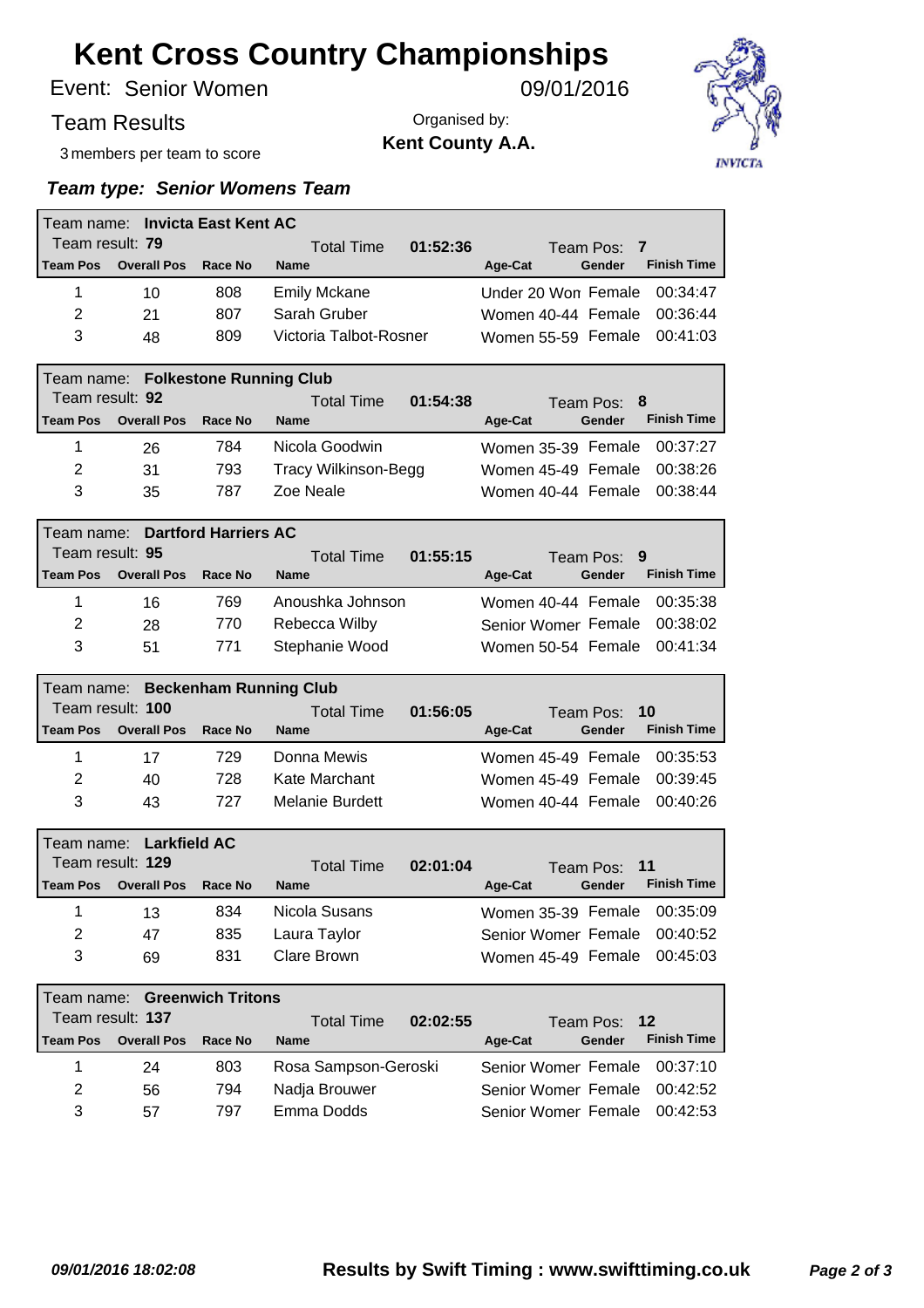# Kent Cross Country Championships

Event: Senior Women 09/01/2016

Team Results

3 members per team to score

Organised by:
**Kent County A.A.**

### *Team type: Senior Womens Team*

Team name: **Invicta East Kent AC**
Team result: **79** | Total Time **01:52:36** | Team Pos: **7**

| Team Pos | Overall Pos | Race No | Name | Age-Cat | Gender | Finish Time |
|---|---|---|---|---|---|---|
| 1 | 10 | 808 | Emily Mckane | Under 20 Won | Female | 00:34:47 |
| 2 | 21 | 807 | Sarah Gruber | Women 40-44 | Female | 00:36:44 |
| 3 | 48 | 809 | Victoria Talbot-Rosner | Women 55-59 | Female | 00:41:03 |

Team name: **Folkestone Running Club**
Team result: **92** | Total Time **01:54:38** | Team Pos: **8**

| Team Pos | Overall Pos | Race No | Name | Age-Cat | Gender | Finish Time |
|---|---|---|---|---|---|---|
| 1 | 26 | 784 | Nicola Goodwin | Women 35-39 | Female | 00:37:27 |
| 2 | 31 | 793 | Tracy Wilkinson-Begg | Women 45-49 | Female | 00:38:26 |
| 3 | 35 | 787 | Zoe Neale | Women 40-44 | Female | 00:38:44 |

Team name: **Dartford Harriers AC**
Team result: **95** | Total Time **01:55:15** | Team Pos: **9**

| Team Pos | Overall Pos | Race No | Name | Age-Cat | Gender | Finish Time |
|---|---|---|---|---|---|---|
| 1 | 16 | 769 | Anoushka Johnson | Women 40-44 | Female | 00:35:38 |
| 2 | 28 | 770 | Rebecca Wilby | Senior Womer | Female | 00:38:02 |
| 3 | 51 | 771 | Stephanie Wood | Women 50-54 | Female | 00:41:34 |

Team name: **Beckenham Running Club**
Team result: **100** | Total Time **01:56:05** | Team Pos: **10**

| Team Pos | Overall Pos | Race No | Name | Age-Cat | Gender | Finish Time |
|---|---|---|---|---|---|---|
| 1 | 17 | 729 | Donna Mewis | Women 45-49 | Female | 00:35:53 |
| 2 | 40 | 728 | Kate Marchant | Women 45-49 | Female | 00:39:45 |
| 3 | 43 | 727 | Melanie Burdett | Women 40-44 | Female | 00:40:26 |

Team name: **Larkfield AC**
Team result: **129** | Total Time **02:01:04** | Team Pos: **11**

| Team Pos | Overall Pos | Race No | Name | Age-Cat | Gender | Finish Time |
|---|---|---|---|---|---|---|
| 1 | 13 | 834 | Nicola Susans | Women 35-39 | Female | 00:35:09 |
| 2 | 47 | 835 | Laura Taylor | Senior Womer | Female | 00:40:52 |
| 3 | 69 | 831 | Clare Brown | Women 45-49 | Female | 00:45:03 |

Team name: **Greenwich Tritons**
Team result: **137** | Total Time **02:02:55** | Team Pos: **12**

| Team Pos | Overall Pos | Race No | Name | Age-Cat | Gender | Finish Time |
|---|---|---|---|---|---|---|
| 1 | 24 | 803 | Rosa Sampson-Geroski | Senior Womer | Female | 00:37:10 |
| 2 | 56 | 794 | Nadja Brouwer | Senior Womer | Female | 00:42:52 |
| 3 | 57 | 797 | Emma Dodds | Senior Womer | Female | 00:42:53 |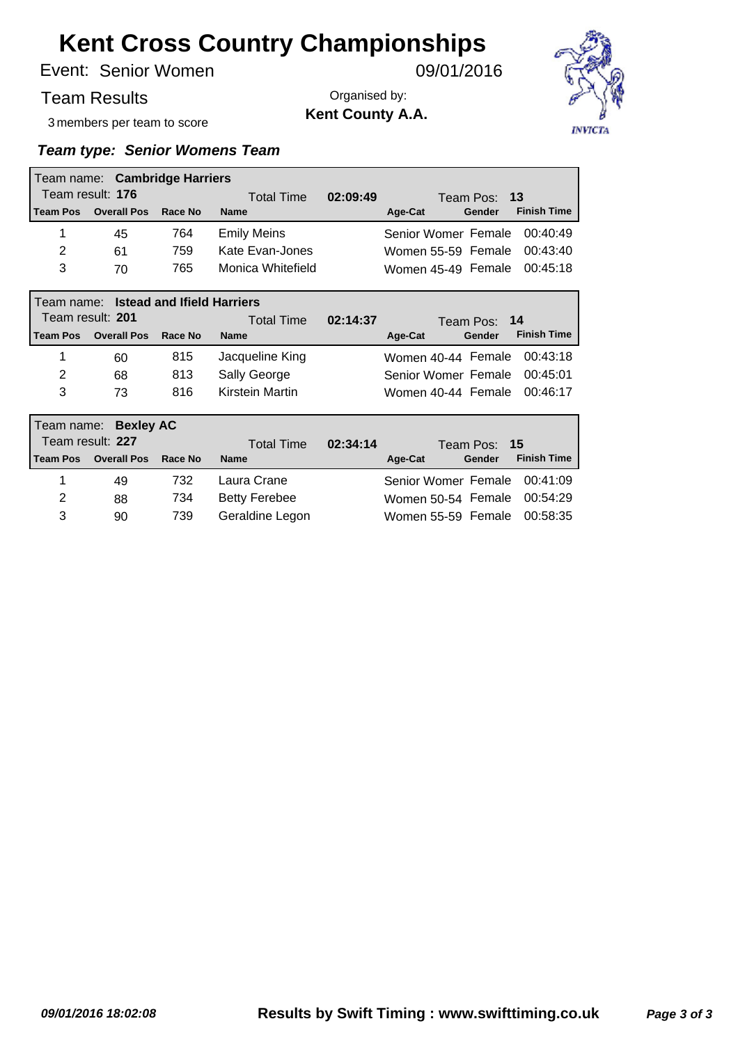# Kent Cross Country Championships

Event: Senior Women — 09/01/2016

Team Results

Organised by: **Kent County A.A.**

3 members per team to score

***Team type: Senior Womens Team***

Team name: **Cambridge Harriers**
Team result: **176** — Total Time **02:09:49** — Team Pos: **13**

| Team Pos | Overall Pos | Race No | Name | Age-Cat | Gender | Finish Time |
|---|---|---|---|---|---|---|
| 1 | 45 | 764 | Emily Meins | Senior Women | Female | 00:40:49 |
| 2 | 61 | 759 | Kate Evan-Jones | Women 55-59 | Female | 00:43:40 |
| 3 | 70 | 765 | Monica Whitefield | Women 45-49 | Female | 00:45:18 |

Team name: **Istead and Ifield Harriers**
Team result: **201** — Total Time **02:14:37** — Team Pos: **14**

| Team Pos | Overall Pos | Race No | Name | Age-Cat | Gender | Finish Time |
|---|---|---|---|---|---|---|
| 1 | 60 | 815 | Jacqueline King | Women 40-44 | Female | 00:43:18 |
| 2 | 68 | 813 | Sally George | Senior Women | Female | 00:45:01 |
| 3 | 73 | 816 | Kirstein Martin | Women 40-44 | Female | 00:46:17 |

Team name: **Bexley AC**
Team result: **227** — Total Time **02:34:14** — Team Pos: **15**

| Team Pos | Overall Pos | Race No | Name | Age-Cat | Gender | Finish Time |
|---|---|---|---|---|---|---|
| 1 | 49 | 732 | Laura Crane | Senior Women | Female | 00:41:09 |
| 2 | 88 | 734 | Betty Ferebee | Women 50-54 | Female | 00:54:29 |
| 3 | 90 | 739 | Geraldine Legon | Women 55-59 | Female | 00:58:35 |

*09/01/2016 18:02:08* — **Results by Swift Timing : www.swifttiming.co.uk**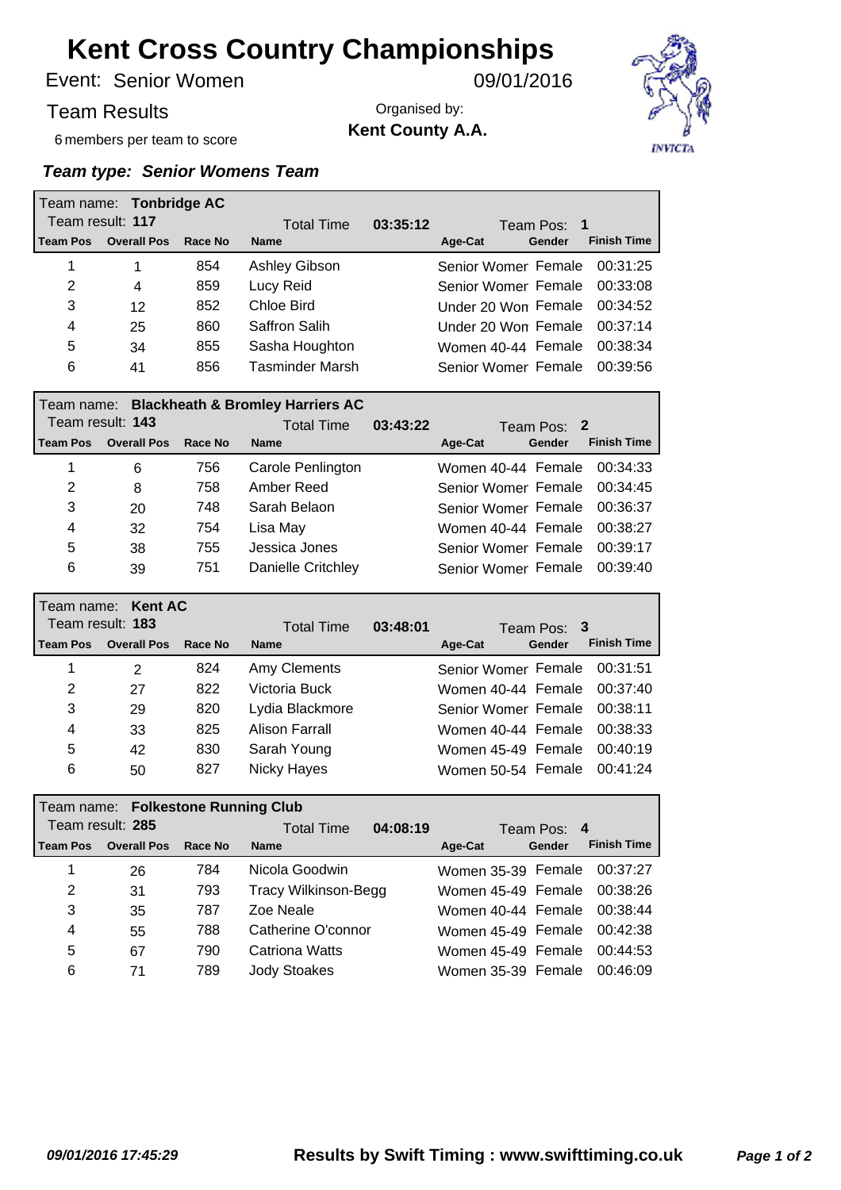# Kent Cross Country Championships

Event: Senior Women 09/01/2016

Team Results

Organised by:
**Kent County A.A.**

6 members per team to score

INVICTA

### *Team type: Senior Womens Team*

**Team name: Tonbridge AC**
Team result: **117** Total Time **03:35:12** Team Pos: **1**

| Team Pos | Overall Pos | Race No | Name | Age-Cat | Gender | Finish Time |
|---|---|---|---|---|---|---|
| 1 | 1 | 854 | Ashley Gibson | Senior Womer | Female | 00:31:25 |
| 2 | 4 | 859 | Lucy Reid | Senior Womer | Female | 00:33:08 |
| 3 | 12 | 852 | Chloe Bird | Under 20 Won | Female | 00:34:52 |
| 4 | 25 | 860 | Saffron Salih | Under 20 Won | Female | 00:37:14 |
| 5 | 34 | 855 | Sasha Houghton | Women 40-44 | Female | 00:38:34 |
| 6 | 41 | 856 | Tasminder Marsh | Senior Womer | Female | 00:39:56 |

**Team name: Blackheath & Bromley Harriers AC**
Team result: **143** Total Time **03:43:22** Team Pos: **2**

| Team Pos | Overall Pos | Race No | Name | Age-Cat | Gender | Finish Time |
|---|---|---|---|---|---|---|
| 1 | 6 | 756 | Carole Penlington | Women 40-44 | Female | 00:34:33 |
| 2 | 8 | 758 | Amber Reed | Senior Womer | Female | 00:34:45 |
| 3 | 20 | 748 | Sarah Belaon | Senior Womer | Female | 00:36:37 |
| 4 | 32 | 754 | Lisa May | Women 40-44 | Female | 00:38:27 |
| 5 | 38 | 755 | Jessica Jones | Senior Womer | Female | 00:39:17 |
| 6 | 39 | 751 | Danielle Critchley | Senior Womer | Female | 00:39:40 |

**Team name: Kent AC**
Team result: **183** Total Time **03:48:01** Team Pos: **3**

| Team Pos | Overall Pos | Race No | Name | Age-Cat | Gender | Finish Time |
|---|---|---|---|---|---|---|
| 1 | 2 | 824 | Amy Clements | Senior Womer | Female | 00:31:51 |
| 2 | 27 | 822 | Victoria Buck | Women 40-44 | Female | 00:37:40 |
| 3 | 29 | 820 | Lydia Blackmore | Senior Womer | Female | 00:38:11 |
| 4 | 33 | 825 | Alison Farrall | Women 40-44 | Female | 00:38:33 |
| 5 | 42 | 830 | Sarah Young | Women 45-49 | Female | 00:40:19 |
| 6 | 50 | 827 | Nicky Hayes | Women 50-54 | Female | 00:41:24 |

**Team name: Folkestone Running Club**
Team result: **285** Total Time **04:08:19** Team Pos: **4**

| Team Pos | Overall Pos | Race No | Name | Age-Cat | Gender | Finish Time |
|---|---|---|---|---|---|---|
| 1 | 26 | 784 | Nicola Goodwin | Women 35-39 | Female | 00:37:27 |
| 2 | 31 | 793 | Tracy Wilkinson-Begg | Women 45-49 | Female | 00:38:26 |
| 3 | 35 | 787 | Zoe Neale | Women 40-44 | Female | 00:38:44 |
| 4 | 55 | 788 | Catherine O'connor | Women 45-49 | Female | 00:42:38 |
| 5 | 67 | 790 | Catriona Watts | Women 45-49 | Female | 00:44:53 |
| 6 | 71 | 789 | Jody Stoakes | Women 35-39 | Female | 00:46:09 |

*09/01/2016 17:45:29* **Results by Swift Timing : www.swifttiming.co.uk**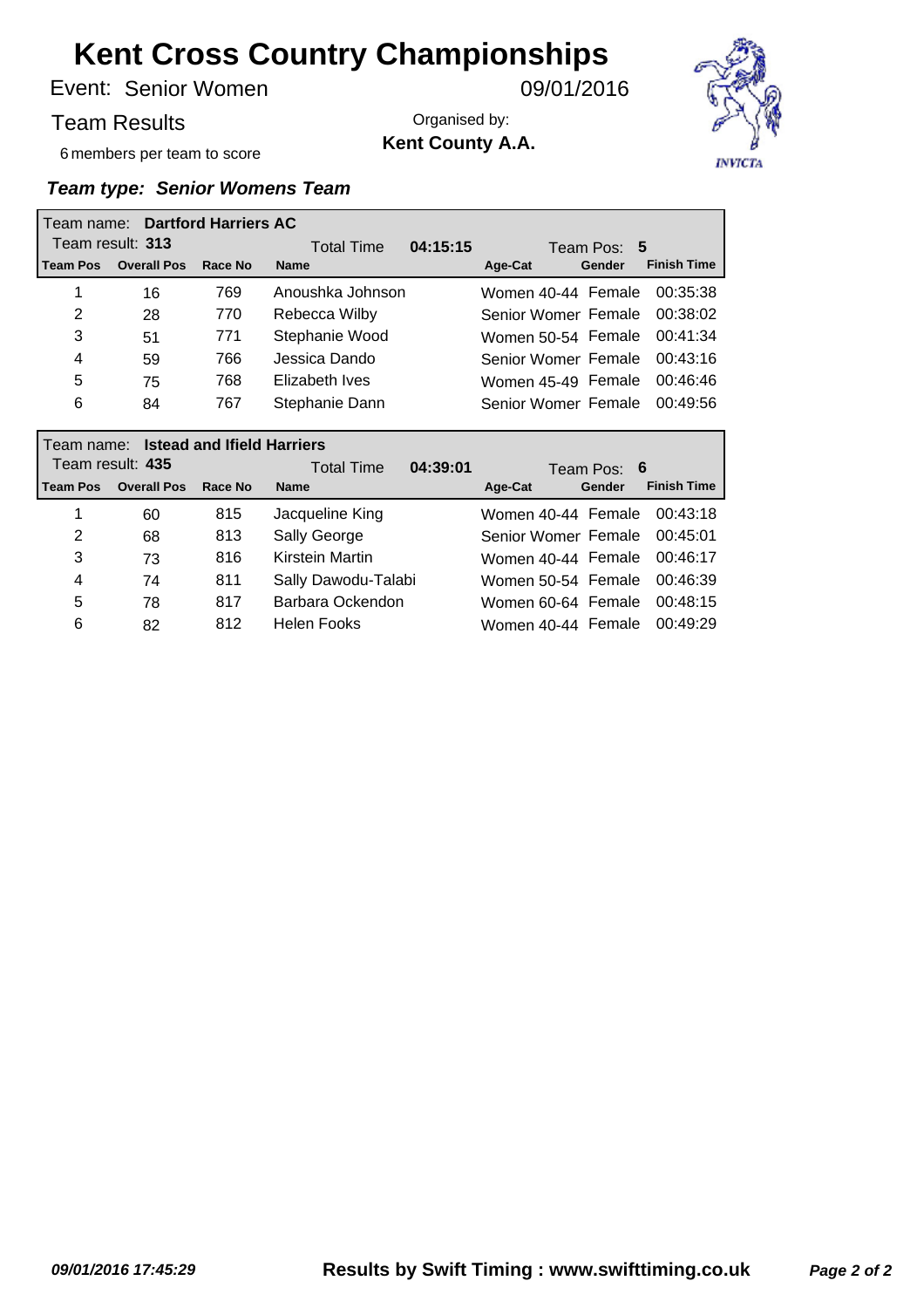# Kent Cross Country Championships

Event: Senior Women 09/01/2016

Team Results

Organised by:
**Kent County A.A.**

6 members per team to score

***Team type: Senior Womens Team***

Team name: **Dartford Harriers AC**
Team result: **313** Total Time **04:15:15** Team Pos: **5**

| Team Pos | Overall Pos | Race No | Name | Age-Cat | Gender | Finish Time |
|---|---|---|---|---|---|---|
| 1 | 16 | 769 | Anoushka Johnson | Women 40-44 | Female | 00:35:38 |
| 2 | 28 | 770 | Rebecca Wilby | Senior Womer | Female | 00:38:02 |
| 3 | 51 | 771 | Stephanie Wood | Women 50-54 | Female | 00:41:34 |
| 4 | 59 | 766 | Jessica Dando | Senior Womer | Female | 00:43:16 |
| 5 | 75 | 768 | Elizabeth Ives | Women 45-49 | Female | 00:46:46 |
| 6 | 84 | 767 | Stephanie Dann | Senior Womer | Female | 00:49:56 |

Team name: **Istead and Ifield Harriers**
Team result: **435** Total Time **04:39:01** Team Pos: **6**

| Team Pos | Overall Pos | Race No | Name | Age-Cat | Gender | Finish Time |
|---|---|---|---|---|---|---|
| 1 | 60 | 815 | Jacqueline King | Women 40-44 | Female | 00:43:18 |
| 2 | 68 | 813 | Sally George | Senior Womer | Female | 00:45:01 |
| 3 | 73 | 816 | Kirstein Martin | Women 40-44 | Female | 00:46:17 |
| 4 | 74 | 811 | Sally Dawodu-Talabi | Women 50-54 | Female | 00:46:39 |
| 5 | 78 | 817 | Barbara Ockendon | Women 60-64 | Female | 00:48:15 |
| 6 | 82 | 812 | Helen Fooks | Women 40-44 | Female | 00:49:29 |